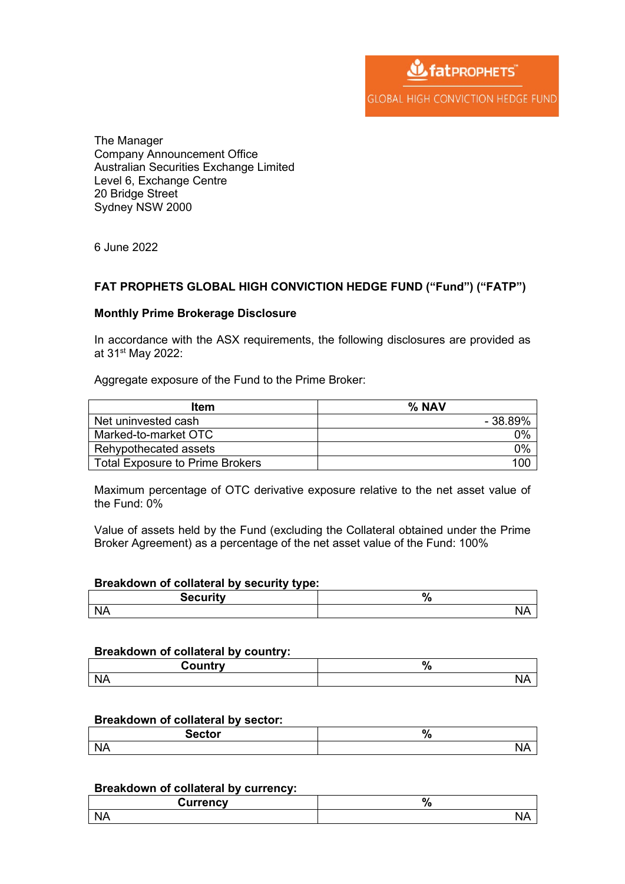fatPROPHETS™

GLOBAL HIGH CONVICTION HEDGE FUND

The Manager
Company Announcement Office
Australian Securities Exchange Limited
Level 6, Exchange Centre
20 Bridge Street
Sydney NSW 2000

6 June 2022

**FAT PROPHETS GLOBAL HIGH CONVICTION HEDGE FUND ("Fund") ("FATP")**

**Monthly Prime Brokerage Disclosure**

In accordance with the ASX requirements, the following disclosures are provided as at 31st May 2022:

Aggregate exposure of the Fund to the Prime Broker:

| Item | % NAV |
|---|---|
| Net uninvested cash | - 38.89% |
| Marked-to-market OTC | 0% |
| Rehypothecated assets | 0% |
| Total Exposure to Prime Brokers | 100 |

Maximum percentage of OTC derivative exposure relative to the net asset value of the Fund: 0%

Value of assets held by the Fund (excluding the Collateral obtained under the Prime Broker Agreement) as a percentage of the net asset value of the Fund: 100%

**Breakdown of collateral by security type:**

| Security | % |
|---|---|
| NA | NA |

**Breakdown of collateral by country:**

| Country | % |
|---|---|
| NA | NA |

**Breakdown of collateral by sector:**

| Sector | % |
|---|---|
| NA | NA |

**Breakdown of collateral by currency:**

| Currency | % |
|---|---|
| NA | NA |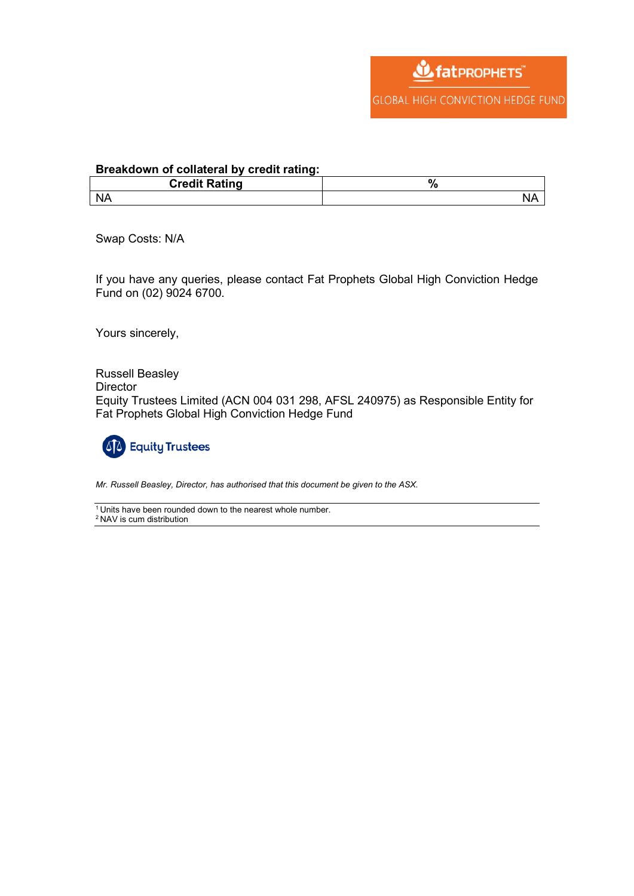**Breakdown of collateral by credit rating:**

| Credit Rating | % |
|---|---|
| NA | NA |

Swap Costs: N/A

If you have any queries, please contact Fat Prophets Global High Conviction Hedge Fund on (02) 9024 6700.

Yours sincerely,

Russell Beasley
Director
Equity Trustees Limited (ACN 004 031 298, AFSL 240975) as Responsible Entity for Fat Prophets Global High Conviction Hedge Fund

*Mr. Russell Beasley, Director, has authorised that this document be given to the ASX.*

[1] Units have been rounded down to the nearest whole number.
[2] NAV is cum distribution